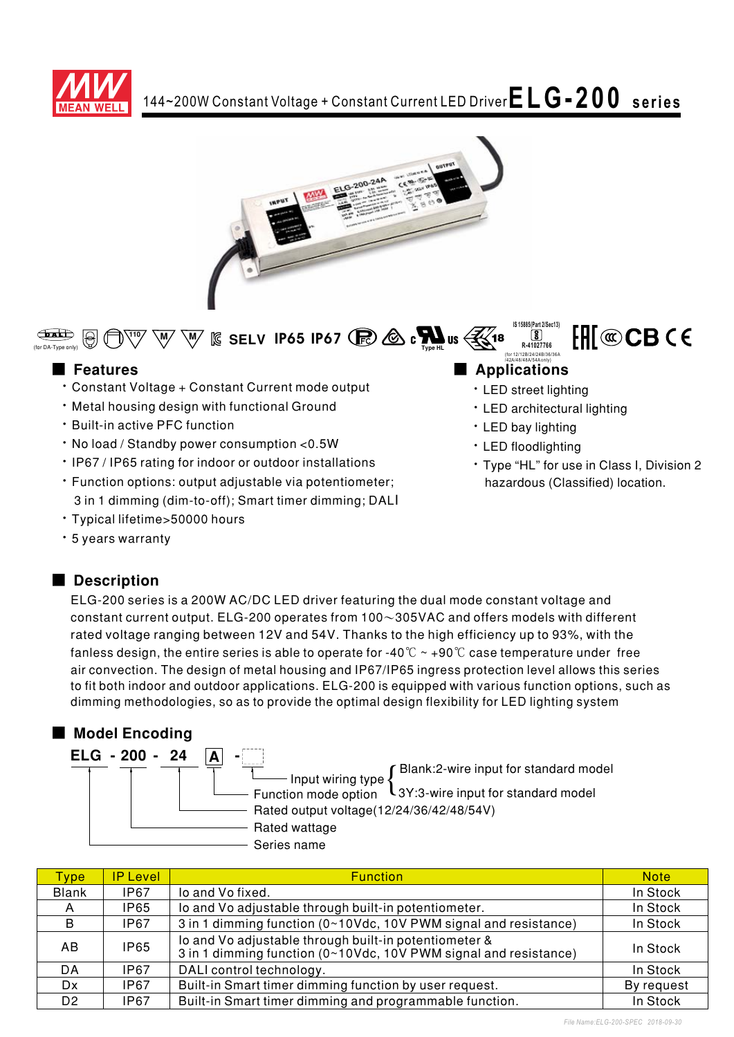# 144~200W Constant Voltage + Constant Current LED Driver ELG-200 series

(for DA-Type only) SELV IP65 IP67 Type HL IS 15885(Part 2/Sec13) R-41027766 (for 12/12B/24/24B/36/36A /42A/48/48A/54Aonly) CB

## Features

- Constant Voltage + Constant Current mode output
- Metal housing design with functional Ground
- Built-in active PFC function
- No load / Standby power consumption <0.5W
- IP67 / IP65 rating for indoor or outdoor installations
- Function options: output adjustable via potentiometer; 3 in 1 dimming (dim-to-off); Smart timer dimming; DALI
- Typical lifetime>50000 hours
- 5 years warranty

## Applications

- LED street lighting
- LED architectural lighting
- LED bay lighting
- LED floodlighting
- Type "HL" for use in Class I, Division 2 hazardous (Classified) location.

## Description

ELG-200 series is a 200W AC/DC LED driver featuring the dual mode constant voltage and constant current output. ELG-200 operates from 100～305VAC and offers models with different rated voltage ranging between 12V and 54V. Thanks to the high efficiency up to 93%, with the fanless design, the entire series is able to operate for -40℃ ~ +90℃ case temperature under free air convection. The design of metal housing and IP67/IP65 ingress protection level allows this series to fit both indoor and outdoor applications. ELG-200 is equipped with various function options, such as dimming methodologies, so as to provide the optimal design flexibility for LED lighting system

## Model Encoding

**ELG - 200 - 24 A -**

- Input wiring type: Blank:2-wire input for standard model; 3Y:3-wire input for standard model
- Function mode option (A)
- Rated output voltage(12/24/36/42/48/54V) (24)
- Rated wattage (200)
- Series name (ELG)

| Type | IP Level | Function | Note |
|---|---|---|---|
| Blank | IP67 | Io and Vo fixed. | In Stock |
| A | IP65 | Io and Vo adjustable through built-in potentiometer. | In Stock |
| B | IP67 | 3 in 1 dimming function (0~10Vdc, 10V PWM signal and resistance) | In Stock |
| AB | IP65 | Io and Vo adjustable through built-in potentiometer & 3 in 1 dimming function (0~10Vdc, 10V PWM signal and resistance) | In Stock |
| DA | IP67 | DALI control technology. | In Stock |
| Dx | IP67 | Built-in Smart timer dimming function by user request. | By request |
| D2 | IP67 | Built-in Smart timer dimming and programmable function. | In Stock |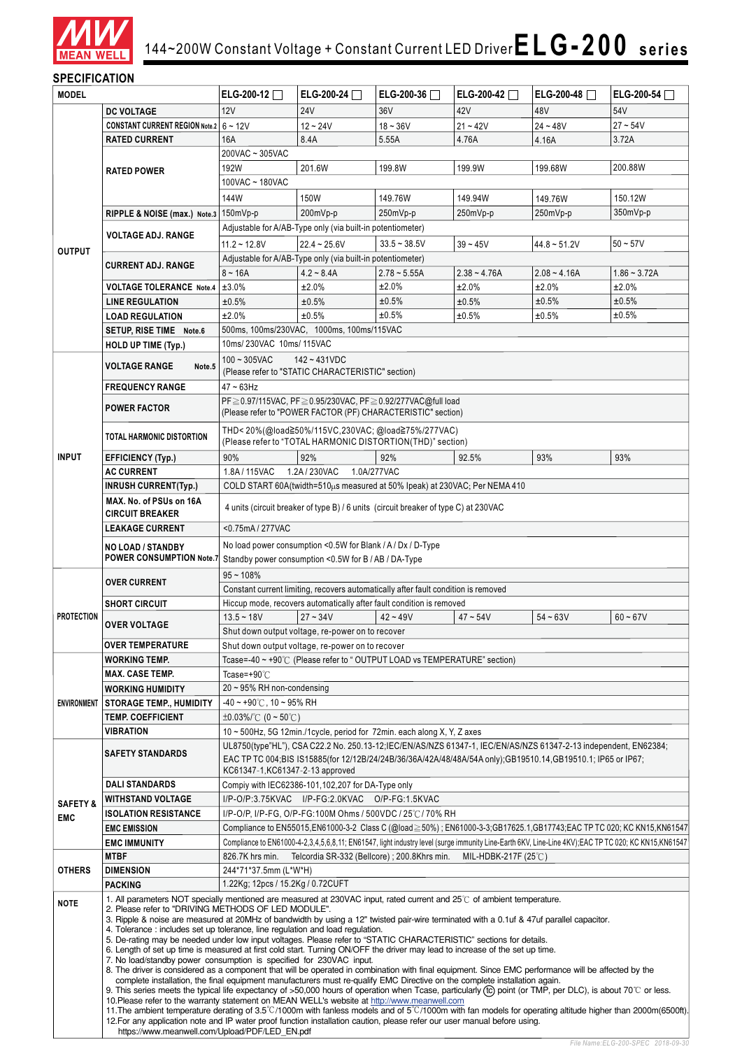# 144~200W Constant Voltage + Constant Current LED Driver ELG-200 series

## SPECIFICATION

| MODEL | | ELG-200-12 ☐ | ELG-200-24 ☐ | ELG-200-36 ☐ | ELG-200-42 ☐ | ELG-200-48 ☐ | ELG-200-54 ☐ |
|---|---|---|---|---|---|---|---|
| OUTPUT | DC VOLTAGE | 12V | 24V | 36V | 42V | 48V | 54V |
| | CONSTANT CURRENT REGION Note.2 | 6 ~ 12V | 12 ~ 24V | 18 ~ 36V | 21 ~ 42V | 24 ~ 48V | 27 ~ 54V |
| | RATED CURRENT | 16A | 8.4A | 5.55A | 4.76A | 4.16A | 3.72A |
| | RATED POWER | 200VAC ~ 305VAC | | | | | |
| | | 192W | 201.6W | 199.8W | 199.9W | 199.68W | 200.88W |
| | | 100VAC ~ 180VAC | | | | | |
| | | 144W | 150W | 149.76W | 149.94W | 149.76W | 150.12W |
| | RIPPLE & NOISE (max.) Note.3 | 150mVp-p | 200mVp-p | 250mVp-p | 250mVp-p | 250mVp-p | 350mVp-p |
| | VOLTAGE ADJ. RANGE | Adjustable for A/AB-Type only (via built-in potentiometer) | | | | | |
| | | 11.2 ~ 12.8V | 22.4 ~ 25.6V | 33.5 ~ 38.5V | 39 ~ 45V | 44.8 ~ 51.2V | 50 ~ 57V |
| | CURRENT ADJ. RANGE | Adjustable for A/AB-Type only (via built-in potentiometer) | | | | | |
| | | 8 ~ 16A | 4.2 ~ 8.4A | 2.78 ~ 5.55A | 2.38 ~ 4.76A | 2.08 ~ 4.16A | 1.86 ~ 3.72A |
| | VOLTAGE TOLERANCE Note.4 | ±3.0% | ±2.0% | ±2.0% | ±2.0% | ±2.0% | ±2.0% |
| | LINE REGULATION | ±0.5% | ±0.5% | ±0.5% | ±0.5% | ±0.5% | ±0.5% |
| | LOAD REGULATION | ±2.0% | ±0.5% | ±0.5% | ±0.5% | ±0.5% | ±0.5% |
| | SETUP, RISE TIME Note.6 | 500ms, 100ms/230VAC, 1000ms, 100ms/115VAC | | | | | |
| | HOLD UP TIME (Typ.) | 10ms/ 230VAC 10ms/ 115VAC | | | | | |
| INPUT | VOLTAGE RANGE Note.5 | 100 ~ 305VAC 142 ~ 431VDC (Please refer to "STATIC CHARACTERISTIC" section) | | | | | |
| | FREQUENCY RANGE | 47 ~ 63Hz | | | | | |
| | POWER FACTOR | PF≧0.97/115VAC, PF≧0.95/230VAC, PF≧0.92/277VAC@full load (Please refer to "POWER FACTOR (PF) CHARACTERISTIC" section) | | | | | |
| | TOTAL HARMONIC DISTORTION | THD< 20%(@load≧50%/115VC,230VAC; @load≧75%/277VAC) (Please refer to "TOTAL HARMONIC DISTORTION(THD)" section) | | | | | |
| | EFFICIENCY (Typ.) | 90% | 92% | 92% | 92.5% | 93% | 93% |
| | AC CURRENT | 1.8A / 115VAC 1.2A / 230VAC 1.0A/277VAC | | | | | |
| | INRUSH CURRENT(Typ.) | COLD START 60A(twidth=510μs measured at 50% Ipeak) at 230VAC; Per NEMA 410 | | | | | |
| | MAX. No. of PSUs on 16A CIRCUIT BREAKER | 4 units (circuit breaker of type B) / 6 units (circuit breaker of type C) at 230VAC | | | | | |
| | LEAKAGE CURRENT | <0.75mA / 277VAC | | | | | |
| | NO LOAD / STANDBY POWER CONSUMPTION Note.7 | No load power consumption <0.5W for Blank / A / Dx / D-Type; Standby power consumption <0.5W for B / AB / DA-Type | | | | | |
| PROTECTION | OVER CURRENT | 95 ~ 108% | | | | | |
| | | Constant current limiting, recovers automatically after fault condition is removed | | | | | |
| | SHORT CIRCUIT | Hiccup mode, recovers automatically after fault condition is removed | | | | | |
| | OVER VOLTAGE | 13.5 ~ 18V | 27 ~ 34V | 42 ~ 49V | 47 ~ 54V | 54 ~ 63V | 60 ~ 67V |
| | | Shut down output voltage, re-power on to recover | | | | | |
| | OVER TEMPERATURE | Shut down output voltage, re-power on to recover | | | | | |
| ENVIRONMENT | WORKING TEMP. | Tcase=-40 ~ +90℃ (Please refer to " OUTPUT LOAD vs TEMPERATURE" section) | | | | | |
| | MAX. CASE TEMP. | Tcase=+90℃ | | | | | |
| | WORKING HUMIDITY | 20 ~ 95% RH non-condensing | | | | | |
| | STORAGE TEMP., HUMIDITY | -40 ~ +90℃, 10 ~ 95% RH | | | | | |
| | TEMP. COEFFICIENT | ±0.03%/℃ (0 ~ 50℃) | | | | | |
| | VIBRATION | 10 ~ 500Hz, 5G 12min./1cycle, period for 72min. each along X, Y, Z axes | | | | | |
| SAFETY & EMC | SAFETY STANDARDS | UL8750(type"HL"), CSA C22.2 No. 250.13-12;IEC/EN/AS/NZS 61347-1, IEC/EN/AS/NZS 61347-2-13 independent, EN62384; EAC TP TC 004;BIS IS15885(for 12/12B/24/24B/36/36A/42A/48/48A/54A only);GB19510.14,GB19510.1; IP65 or IP67; KC61347-1,KC61347-2-13 approved | | | | | |
| | DALI STANDARDS | Compiy with IEC62386-101,102,207 for DA-Type only | | | | | |
| | WITHSTAND VOLTAGE | I/P-O/P:3.75KVAC I/P-FG:2.0KVAC O/P-FG:1.5KVAC | | | | | |
| | ISOLATION RESISTANCE | I/P-O/P, I/P-FG, O/P-FG:100M Ohms / 500VDC / 25℃/ 70% RH | | | | | |
| | EMC EMISSION | Compliance to EN55015,EN61000-3-2 Class C (@load≧50%) ; EN61000-3-3;GB17625.1,GB17743;EAC TP TC 020; KC KN15,KN61547 | | | | | |
| | EMC IMMUNITY | Compliance to EN61000-4-2,3,4,5,6,8,11; EN61547, light industry level (surge immunity Line-Earth 6KV, Line-Line 4KV);EAC TP TC 020; KC KN15,KN61547 | | | | | |
| OTHERS | MTBF | 826.7K hrs min. Telcordia SR-332 (Bellcore) ; 200.8Khrs min. MIL-HDBK-217F (25℃) | | | | | |
| | DIMENSION | 244*71*37.5mm (L*W*H) | | | | | |
| | PACKING | 1.22Kg; 12pcs / 15.2Kg / 0.72CUFT | | | | | |

**NOTE**

1. All parameters NOT specially mentioned are measured at 230VAC input, rated current and 25℃ of ambient temperature.
2. Please refer to "DRIVING METHODS OF LED MODULE".
3. Ripple & noise are measured at 20MHz of bandwidth by using a 12" twisted pair-wire terminated with a 0.1uf & 47uf parallel capacitor.
4. Tolerance : includes set up tolerance, line regulation and load regulation.
5. De-rating may be needed under low input voltages. Please refer to "STATIC CHARACTERISTIC" sections for details.
6. Length of set up time is measured at first cold start. Turning ON/OFF the driver may lead to increase of the set up time.
7. No load/standby power consumption is specified for 230VAC input.
8. The driver is considered as a component that will be operated in combination with final equipment. Since EMC performance will be affected by the complete installation, the final equipment manufacturers must re-qualify EMC Directive on the complete installation again.
9. This series meets the typical life expectancy of >50,000 hours of operation when Tcase, particularly (tc) point (or TMP, per DLC), is about 70℃ or less.
10. Please refer to the warranty statement on MEAN WELL's website at http://www.meanwell.com
11. The ambient temperature derating of 3.5℃/1000m with fanless models and of 5℃/1000m with fan models for operating altitude higher than 2000m(6500ft).
12. For any application note and IP water proof function installation caution, please refer our user manual before using. https://www.meanwell.com/Upload/PDF/LED_EN.pdf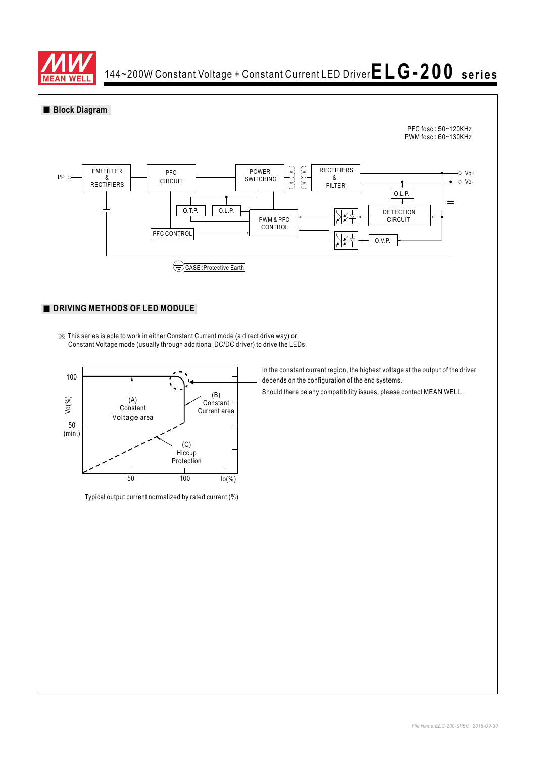# 144~200W Constant Voltage + Constant Current LED Driver ELG-200 series

## ■ Block Diagram

PFC fosc : 50~120KHz
PWM fosc : 60~130KHz

I/P — EMI FILTER & RECTIFIERS — PFC CIRCUIT — POWER SWITCHING — RECTIFIERS & FILTER — Vo+ / Vo-

O.T.P. O.L.P. PWM & PFC CONTROL PFC CONTROL O.L.P. DETECTION CIRCUIT O.V.P.

CASE :Protective Earth

## ■ DRIVING METHODS OF LED MODULE

※ This series is able to work in either Constant Current mode (a direct drive way) or Constant Voltage mode (usually through additional DC/DC driver) to drive the LEDs.

Vo(%): 100, 50 (min.)

(A) Constant Voltage area

(B) Constant Current area

(C) Hiccup Protection

Io(%): 50, 100

Typical output current normalized by rated current (%)

In the constant current region, the highest voltage at the output of the driver depends on the configuration of the end systems.

Should there be any compatibility issues, please contact MEAN WELL.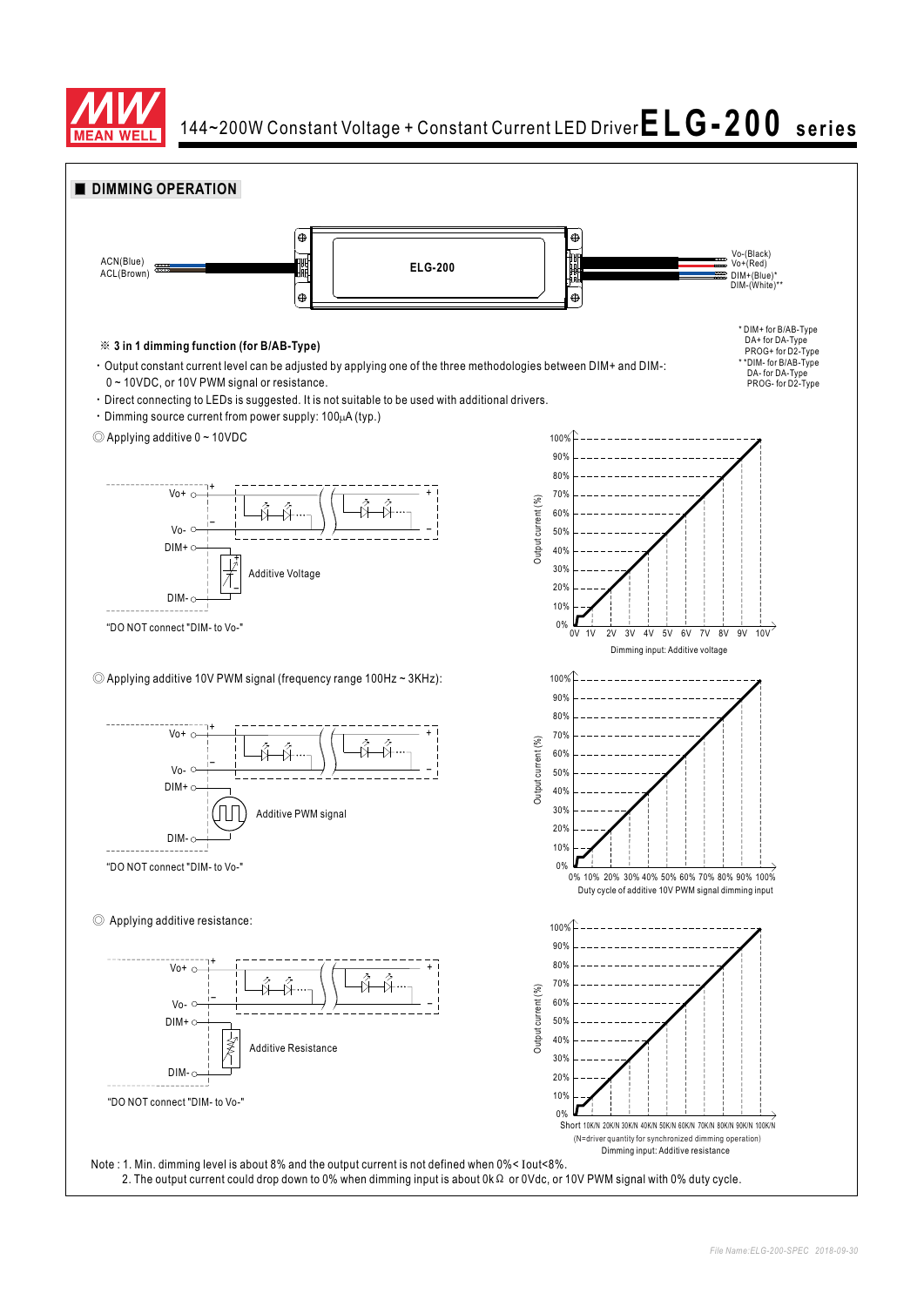## ■ DIMMING OPERATION

ACN(Blue)
ACL(Brown)

ELG-200

Vo-(Black)
Vo+(Red)
DIM+(Blue)*
DIM-(White)**

* DIM+ for B/AB-Type
DA+ for DA-Type
PROG+ for D2-Type
**DIM- for B/AB-Type
DA- for DA-Type
PROG- for D2-Type

### ※ 3 in 1 dimming function (for B/AB-Type)

- Output constant current level can be adjusted by applying one of the three methodologies between DIM+ and DIM-: 0 ~ 10VDC, or 10V PWM signal or resistance.
- Direct connecting to LEDs is suggested. It is not suitable to be used with additional drivers.
- Dimming source current from power supply: 100μA (typ.)

◎ Applying additive 0 ~ 10VDC

Vo+ / Vo- / DIM+ / DIM- — Additive Voltage

"DO NOT connect "DIM- to Vo-"

Output current (%): 0% – 100%

Dimming input: Additive voltage (0V, 1V, 2V, 3V, 4V, 5V, 6V, 7V, 8V, 9V, 10V)

◎ Applying additive 10V PWM signal (frequency range 100Hz ~ 3KHz):

Vo+ / Vo- / DIM+ / DIM- — Additive PWM signal

"DO NOT connect "DIM- to Vo-"

Output current (%): 0% – 100%

Duty cycle of additive 10V PWM signal dimming input (0%, 10%, 20%, 30%, 40%, 50%, 60%, 70%, 80%, 90%, 100%)

◎ Applying additive resistance:

Vo+ / Vo- / DIM+ / DIM- — Additive Resistance

"DO NOT connect "DIM- to Vo-"

Output current (%): 0% – 100%

Short, 10K/N, 20K/N, 30K/N, 40K/N, 50K/N, 60K/N, 70K/N, 80K/N, 90K/N, 100K/N

(N=driver quantity for synchronized dimming operation)

Dimming input: Additive resistance

Note : 1. Min. dimming level is about 8% and the output current is not defined when 0%< Iout<8%.
2. The output current could drop down to 0% when dimming input is about 0kΩ or 0Vdc, or 10V PWM signal with 0% duty cycle.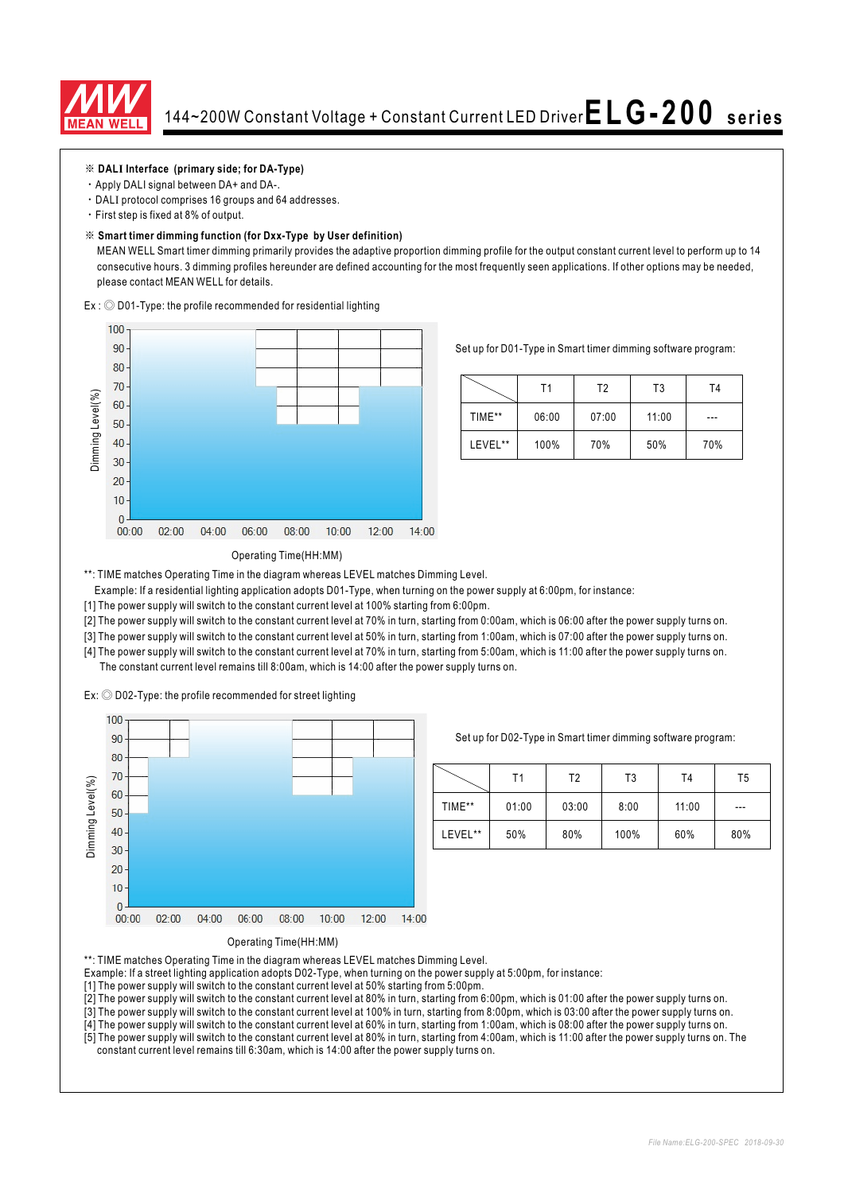※ **DALI Interface (primary side; for DA-Type)**

- Apply DALI signal between DA+ and DA-.
- DALI protocol comprises 16 groups and 64 addresses.
- First step is fixed at 8% of output.

※ **Smart timer dimming function (for Dxx-Type by User definition)**

MEAN WELL Smart timer dimming primarily provides the adaptive proportion dimming profile for the output constant current level to perform up to 14 consecutive hours. 3 dimming profiles hereunder are defined accounting for the most frequently seen applications. If other options may be needed, please contact MEAN WELL for details.

Ex : ◎ D01-Type: the profile recommended for residential lighting

Set up for D01-Type in Smart timer dimming software program:

| | T1 | T2 | T3 | T4 |
|---|---|---|---|---|
| TIME** | 06:00 | 07:00 | 11:00 | --- |
| LEVEL** | 100% | 70% | 50% | 70% |

**: TIME matches Operating Time in the diagram whereas LEVEL matches Dimming Level.

Example: If a residential lighting application adopts D01-Type, when turning on the power supply at 6:00pm, for instance:

[1] The power supply will switch to the constant current level at 100% starting from 6:00pm.

[2] The power supply will switch to the constant current level at 70% in turn, starting from 0:00am, which is 06:00 after the power supply turns on.

[3] The power supply will switch to the constant current level at 50% in turn, starting from 1:00am, which is 07:00 after the power supply turns on.

[4] The power supply will switch to the constant current level at 70% in turn, starting from 5:00am, which is 11:00 after the power supply turns on. The constant current level remains till 8:00am, which is 14:00 after the power supply turns on.

Ex: ◎ D02-Type: the profile recommended for street lighting

Set up for D02-Type in Smart timer dimming software program:

| | T1 | T2 | T3 | T4 | T5 |
|---|---|---|---|---|---|
| TIME** | 01:00 | 03:00 | 8:00 | 11:00 | --- |
| LEVEL** | 50% | 80% | 100% | 60% | 80% |

**: TIME matches Operating Time in the diagram whereas LEVEL matches Dimming Level.

Example: If a street lighting application adopts D02-Type, when turning on the power supply at 5:00pm, for instance:

[1] The power supply will switch to the constant current level at 50% starting from 5:00pm.

[2] The power supply will switch to the constant current level at 80% in turn, starting from 6:00pm, which is 01:00 after the power supply turns on.

[3] The power supply will switch to the constant current level at 100% in turn, starting from 8:00pm, which is 03:00 after the power supply turns on.

[4] The power supply will switch to the constant current level at 60% in turn, starting from 1:00am, which is 08:00 after the power supply turns on.

[5] The power supply will switch to the constant current level at 80% in turn, starting from 4:00am, which is 11:00 after the power supply turns on. The constant current level remains till 6:30am, which is 14:00 after the power supply turns on.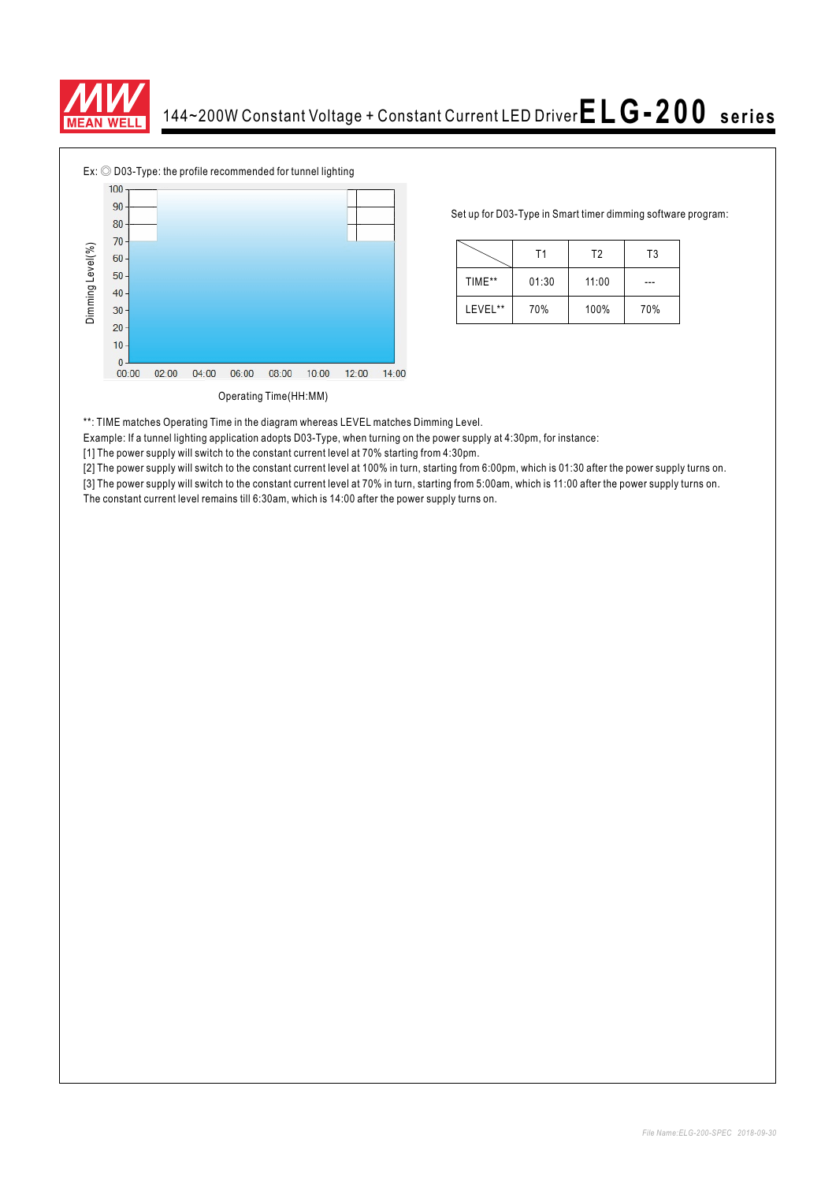Ex: ◎ D03-Type: the profile recommended for tunnel lighting

Set up for D03-Type in Smart timer dimming software program:

| | T1 | T2 | T3 |
|---|---|---|---|
| TIME** | 01:30 | 11:00 | --- |
| LEVEL** | 70% | 100% | 70% |

**: TIME matches Operating Time in the diagram whereas LEVEL matches Dimming Level.

Example: If a tunnel lighting application adopts D03-Type, when turning on the power supply at 4:30pm, for instance:

[1] The power supply will switch to the constant current level at 70% starting from 4:30pm.

[2] The power supply will switch to the constant current level at 100% in turn, starting from 6:00pm, which is 01:30 after the power supply turns on.

[3] The power supply will switch to the constant current level at 70% in turn, starting from 5:00am, which is 11:00 after the power supply turns on. The constant current level remains till 6:30am, which is 14:00 after the power supply turns on.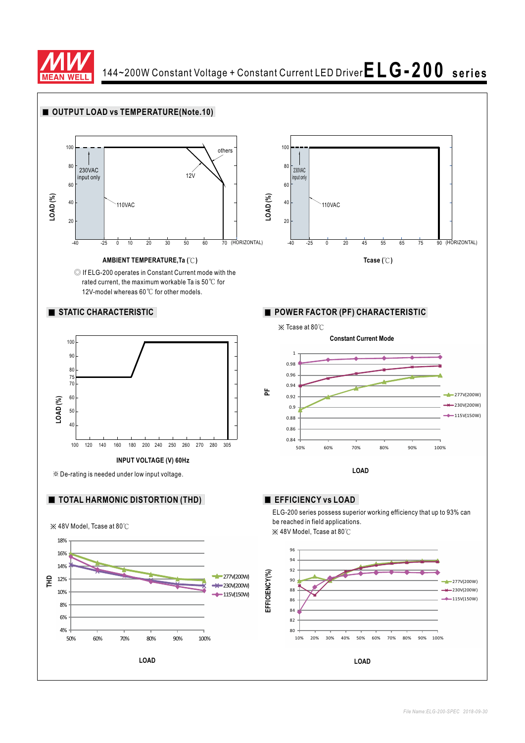# 144~200W Constant Voltage + Constant Current LED Driver ELG-200 series

## ■ OUTPUT LOAD vs TEMPERATURE(Note.10)

LOAD (%)

100, 80, 60, 40, 20

230VAC input only

12V

others

110VAC

-40 -25 0 10 20 30 50 60 70 (HORIZONTAL)

**AMBIENT TEMPERATURE,Ta (℃)**

◎ If ELG-200 operates in Constant Current mode with the rated current, the maximum workable Ta is 50℃ for 12V-model whereas 60℃ for other models.

LOAD (%)

100, 80, 60, 40, 20

230VAC input only

110VAC

-40 -25 0 20 45 55 65 75 90 (HORIZONTAL)

**Tcase (℃)**

## ■ STATIC CHARACTERISTIC

LOAD (%)

100, 90, 80, 75, 70, 60, 50, 40

100 120 140 160 180 200 240 250 260 270 280 305

**INPUT VOLTAGE (V) 60Hz**

※ De-rating is needed under low input voltage.

## ■ POWER FACTOR (PF) CHARACTERISTIC

※ Tcase at 80℃

**Constant Current Mode**

PF

1, 0.98, 0.96, 0.94, 0.92, 0.9, 0.88, 0.86, 0.84

50% 60% 70% 80% 90% 100%

277V(200W)
230V(200W)
115V(150W)

**LOAD**

## ■ TOTAL HARMONIC DISTORTION (THD)

※ 48V Model, Tcase at 80℃

THD

18%, 16%, 14%, 12%, 10%, 8%, 6%, 4%

50% 60% 70% 80% 90% 100%

277V(200W)
230V(200W)
115V(150W)

**LOAD**

## ■ EFFICIENCY vs LOAD

ELG-200 series possess superior working efficiency that up to 93% can be reached in field applications.

※ 48V Model, Tcase at 80℃

EFFICIENCY(%)

96, 94, 92, 90, 88, 86, 84, 82, 80

10% 20% 30% 40% 50% 60% 70% 80% 90% 100%

277V(200W)
230V(200W)
115V(150W)

**LOAD**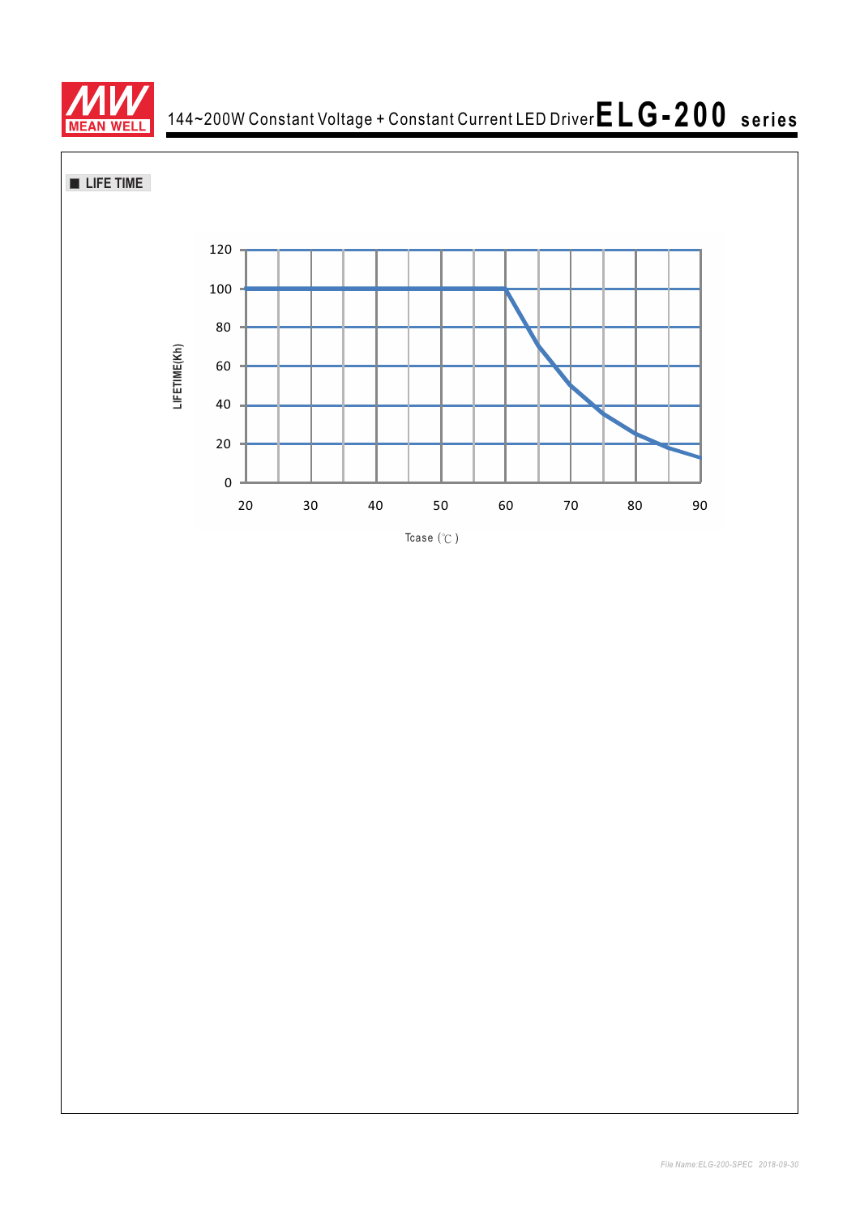## ■ LIFE TIME

LIFETIME(Kh)

120
100
80
60
40
20
0

20 30 40 50 60 70 80 90

Tcase (℃)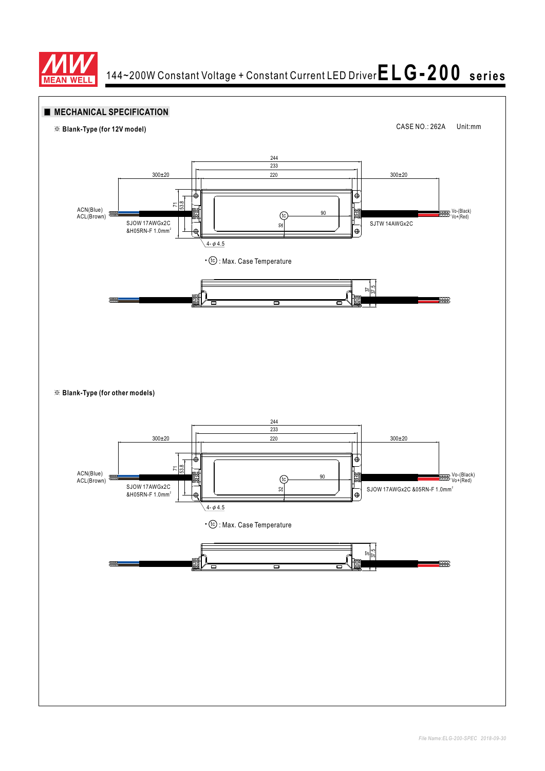## MECHANICAL SPECIFICATION

※ Blank-Type (for 12V model)

CASE NO.: 262A    Unit:mm

244
233
220
300±20
300±20
71
53.8
90
32
ACN(Blue)
ACL(Brown)
SJOW 17AWGx2C
&H05RN-F 1.0mm²
SJTW 14AWGx2C
Vo-(Black)
Vo+(Red)
4-φ4.5

• (tc) : Max. Case Temperature

37
37.5

※ Blank-Type (for other models)

244
233
220
300±20
300±20
71
53.8
90
32
ACN(Blue)
ACL(Brown)
SJOW 17AWGx2C
&H05RN-F 1.0mm²
SJOW 17AWGx2C &05RN-F 1.0mm²
Vo-(Black)
Vo+(Red)
4-φ4.5

• (tc) : Max. Case Temperature

37
37.5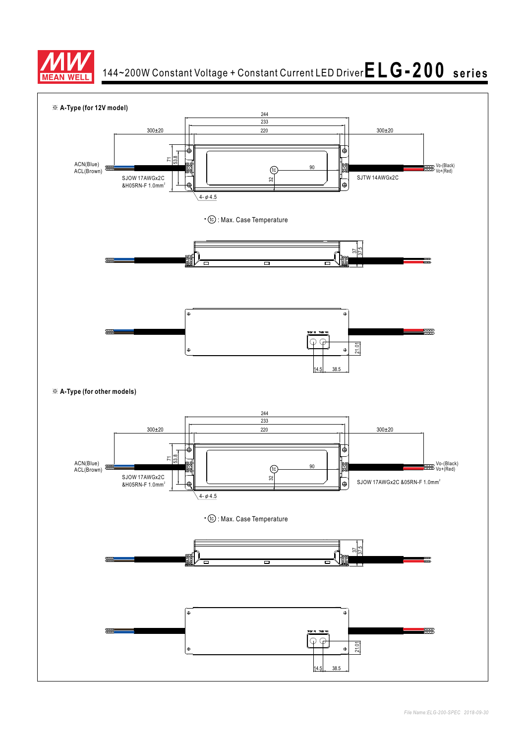# 144~200W Constant Voltage + Constant Current LED Driver ELG-200 series

※ **A-Type (for 12V model)**

244
233
220
300±20
300±20
71
53.8
ACN(Blue)
ACL(Brown)
SJOW 17AWGx2C
&H05RN-F 1.0mm²
tc
90
32
Vo-(Black)
Vo+(Red)
SJTW 14AWGx2C
4-φ4.5

• tc : Max. Case Temperature

37
37.5

21.01
14.5
38.5

※ **A-Type (for other models)**

244
233
220
300±20
300±20
71
53.8
ACN(Blue)
ACL(Brown)
SJOW 17AWGx2C
&H05RN-F 1.0mm²
tc
90
32
Vo-(Black)
Vo+(Red)
SJOW 17AWGx2C &05RN-F 1.0mm²
4-φ4.5

• tc : Max. Case Temperature

37
37.5

21.01
14.5
38.5

*File Name:ELG-200-SPEC 2018-09-30*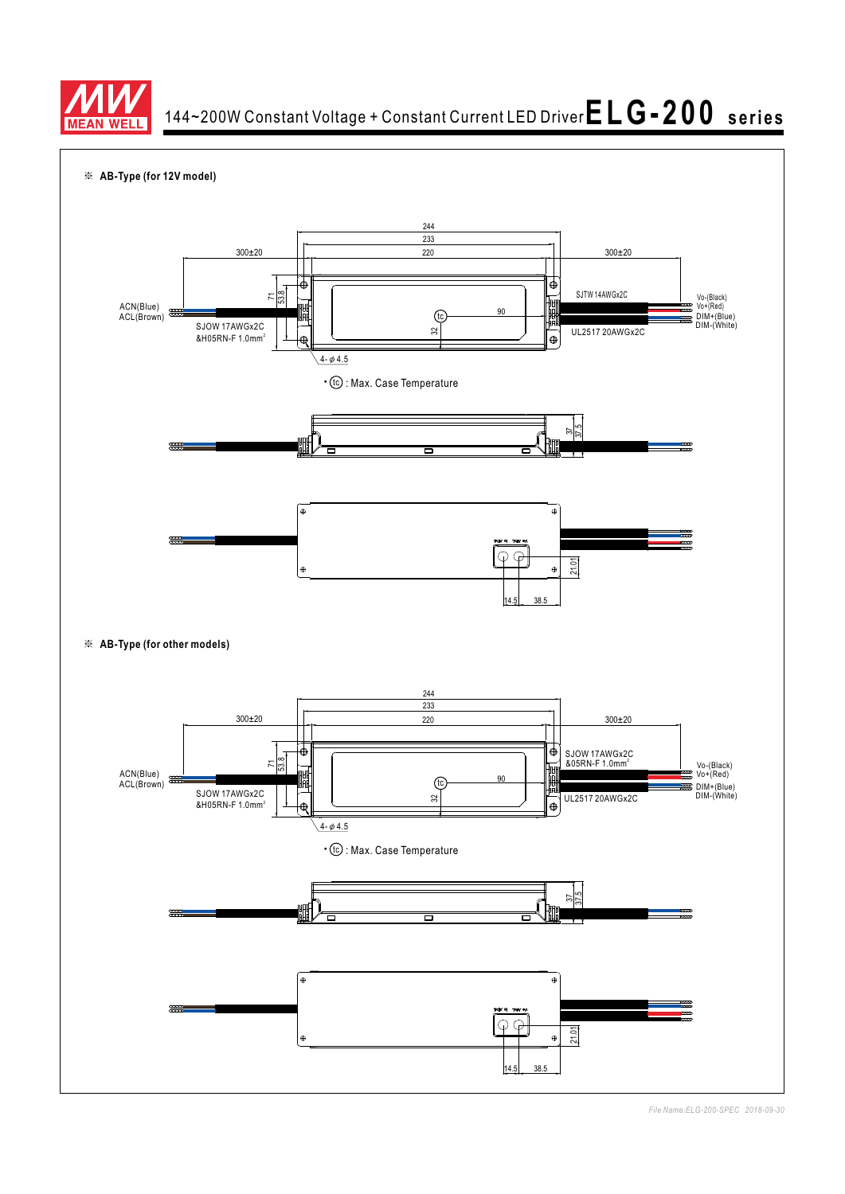※ **AB-Type (for 12V model)**

244

233

220

300±20

300±20

71

53.8

ACN(Blue)
ACL(Brown)

SJOW 17AWGx2C
&H05RN-F 1.0mm²

tc

90

32

4-φ4.5

SJTW 14AWGx2C

UL2517 20AWGx2C

Vo-(Black)
Vo+(Red)
DIM+(Blue)
DIM-(White)

• tc : Max. Case Temperature

37

37.5

21.01

14.5

38.5

※ **AB-Type (for other models)**

244

233

220

300±20

300±20

71

53.8

ACN(Blue)
ACL(Brown)

SJOW 17AWGx2C
&H05RN-F 1.0mm²

tc

90

32

4-φ4.5

SJOW 17AWGx2C
&05RN-F 1.0mm²

UL2517 20AWGx2C

Vo-(Black)
Vo+(Red)
DIM+(Blue)
DIM-(White)

• tc : Max. Case Temperature

37

37.5

21.01

14.5

38.5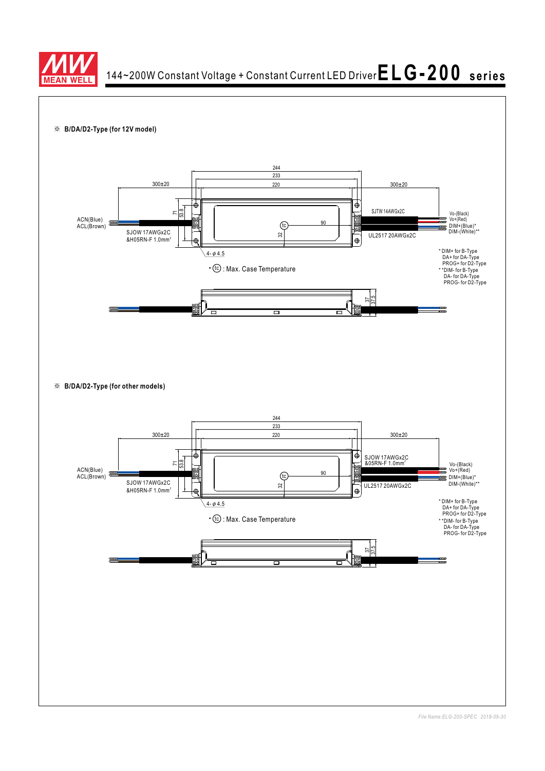# 144~200W Constant Voltage + Constant Current LED Driver ELG-200 series

※ **B/DA/D2-Type (for 12V model)**

244
233
220
300±20
300±20
71
53.8
90
32
4-φ4.5

ACN(Blue)
ACL(Brown)
SJOW 17AWGx2C
&H05RN-F 1.0mm²

SJTW 14AWGx2C
UL2517 20AWGx2C

Vo-(Black)
Vo+(Red)
DIM+(Blue)*
DIM-(White)**

• (tc) : Max. Case Temperature

* DIM+ for B-Type
DA+ for DA-Type
PROG+ for D2-Type
* *DIM- for B-Type
DA- for DA-Type
PROG- for D2-Type

37
37.5

※ **B/DA/D2-Type (for other models)**

244
233
220
300±20
300±20
71
53.8
90
32
4-φ4.5

ACN(Blue)
ACL(Brown)
SJOW 17AWGx2C
&H05RN-F 1.0mm²

SJOW 17AWGx2C
&05RN-F 1.0mm²
UL2517 20AWGx2C

Vo-(Black)
Vo+(Red)
DIM+(Blue)*
DIM-(White)**

• (tc) : Max. Case Temperature

* DIM+ for B-Type
DA+ for DA-Type
PROG+ for D2-Type
* *DIM- for B-Type
DA- for DA-Type
PROG- for D2-Type

37
37.5

*File Name:ELG-200-SPEC 2018-09-30*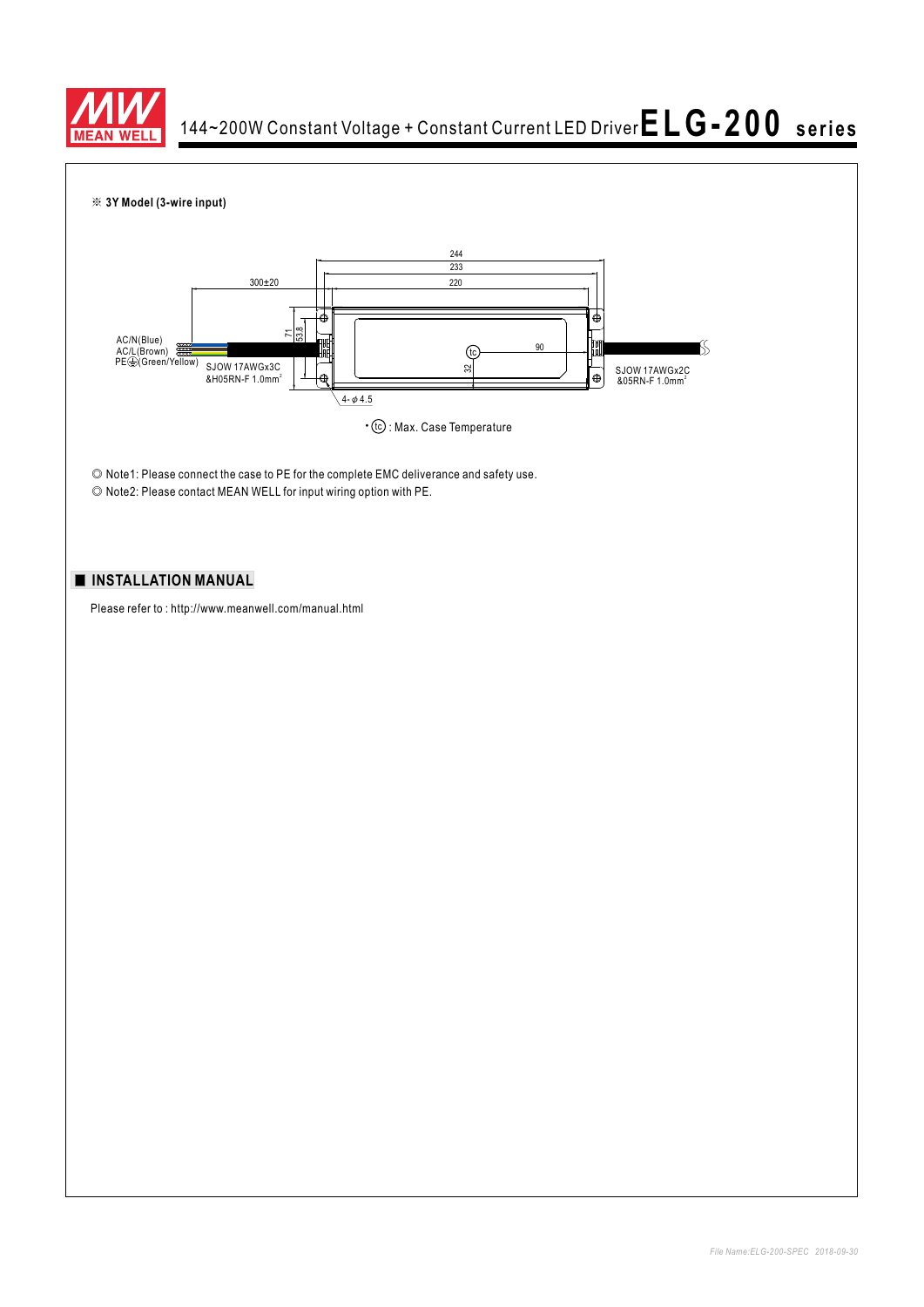※ **3Y Model (3-wire input)**

244
233
220
300±20
71
53.8
90
32
AC/N(Blue)
AC/L(Brown)
PE⏚(Green/Yellow)
SJOW 17AWGx3C
&H05RN-F 1.0mm²
SJOW 17AWGx2C
&05RN-F 1.0mm²
4-φ4.5

• ⓣⓒ : Max. Case Temperature

◎ Note1: Please connect the case to PE for the complete EMC deliverance and safety use.
◎ Note2: Please contact MEAN WELL for input wiring option with PE.

## ■ INSTALLATION MANUAL

Please refer to : http://www.meanwell.com/manual.html